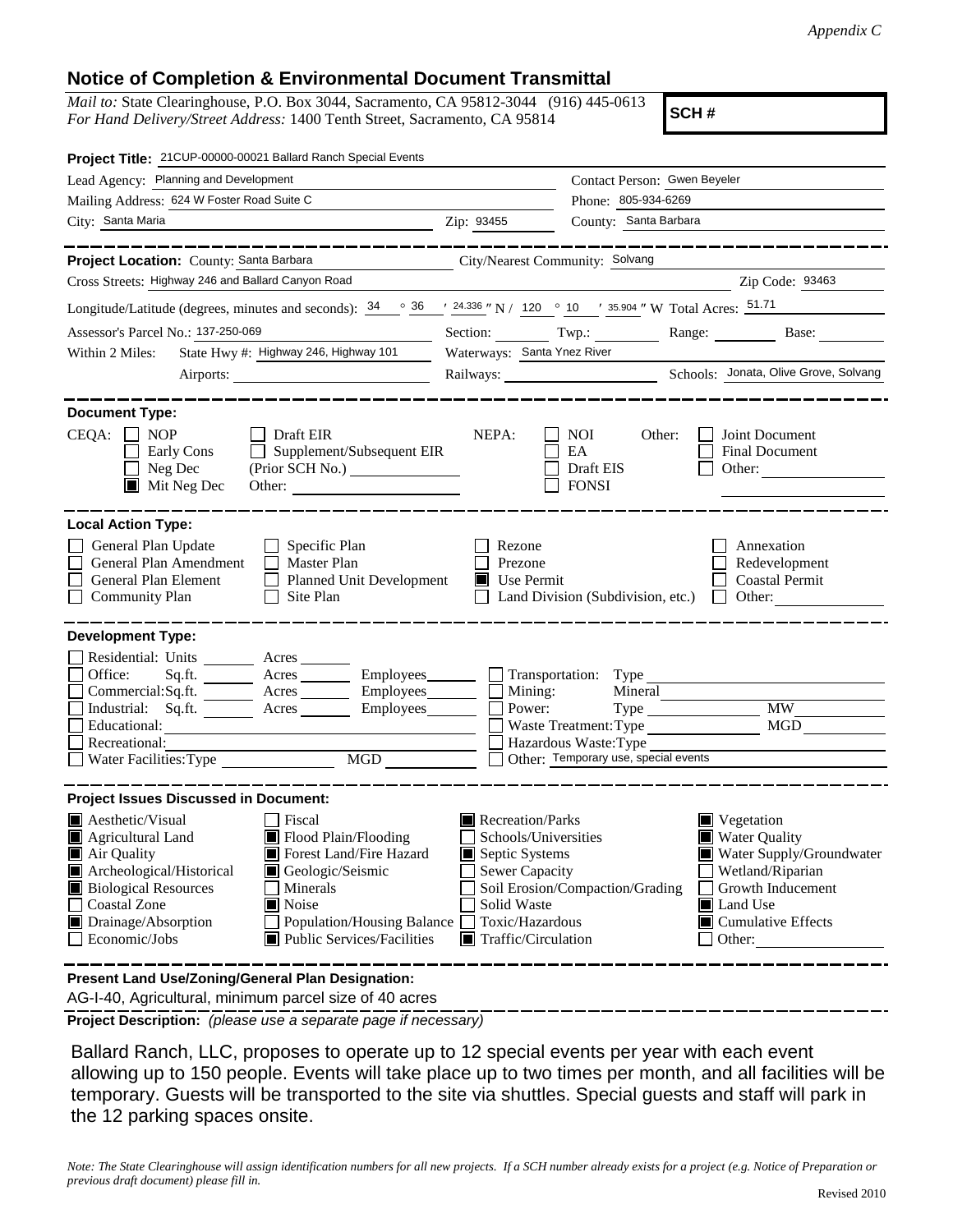*Appendix C*

## Notice of Completion & Environmental Document Transmittal

*Mail to:* State Clearinghouse, P.O. Box 3044, Sacramento, CA 95812-3044 (916) 445-0613
*For Hand Delivery/Street Address:* 1400 Tenth Street, Sacramento, CA 95814

**SCH #**

**Project Title:** 21CUP-00000-00021 Ballard Ranch Special Events

Lead Agency: Planning and Development — Contact Person: Gwen Beyeler

Mailing Address: 624 W Foster Road Suite C — Phone: 805-934-6269

City: Santa Maria — Zip: 93455 — County: Santa Barbara

**Project Location:** County: Santa Barbara — City/Nearest Community: Solvang

Cross Streets: Highway 246 and Ballard Canyon Road — Zip Code: 93463

Longitude/Latitude (degrees, minutes and seconds): 34 ° 36 ′ 24.336 ″ N / 120 ° 10 ′ 35.904 ″ W Total Acres: 51.71

Assessor's Parcel No.: 137-250-069 — Section: — Twp.: — Range: — Base:

Within 2 Miles: State Hwy #: Highway 246, Highway 101 — Waterways: Santa Ynez River

Airports: — Railways: — Schools: Jonata, Olive Grove, Solvang

**Document Type:**

CEQA: ☐ NOP ☐ Early Cons ☐ Neg Dec ☒ Mit Neg Dec ☐ Draft EIR ☐ Supplement/Subsequent EIR (Prior SCH No.) Other:

NEPA: ☐ NOI ☐ EA ☐ Draft EIS ☐ FONSI

Other: ☐ Joint Document ☐ Final Document ☐ Other:

**Local Action Type:**

☐ General Plan Update ☐ General Plan Amendment ☐ General Plan Element ☐ Community Plan ☐ Specific Plan ☐ Master Plan ☐ Planned Unit Development ☐ Site Plan ☐ Rezone ☐ Prezone ☒ Use Permit ☐ Land Division (Subdivision, etc.) ☐ Annexation ☐ Redevelopment ☐ Coastal Permit ☐ Other:

**Development Type:**

☐ Residential: Units ___ Acres ___
☐ Office: Sq.ft. ___ Acres ___ Employees ___
☐ Commercial: Sq.ft. ___ Acres ___ Employees ___
☐ Industrial: Sq.ft. ___ Acres ___ Employees ___
☐ Educational:
☐ Recreational:
☐ Water Facilities: Type ___ MGD ___
☐ Transportation: Type
☐ Mining: Mineral
☐ Power: Type ___ MW
☐ Waste Treatment: Type ___ MGD
☐ Hazardous Waste: Type
☐ Other: Temporary use, special events

**Project Issues Discussed in Document:**

☒ Aesthetic/Visual ☒ Agricultural Land ☒ Air Quality ☒ Archeological/Historical ☒ Biological Resources ☐ Coastal Zone ☒ Drainage/Absorption ☐ Economic/Jobs ☐ Fiscal ☒ Flood Plain/Flooding ☒ Forest Land/Fire Hazard ☒ Geologic/Seismic ☐ Minerals ☒ Noise ☐ Population/Housing Balance ☒ Public Services/Facilities ☒ Recreation/Parks ☐ Schools/Universities ☒ Septic Systems ☐ Sewer Capacity ☐ Soil Erosion/Compaction/Grading ☐ Solid Waste ☐ Toxic/Hazardous ☒ Traffic/Circulation ☒ Vegetation ☒ Water Quality ☒ Water Supply/Groundwater ☐ Wetland/Riparian ☐ Growth Inducement ☒ Land Use ☒ Cumulative Effects ☐ Other:

**Present Land Use/Zoning/General Plan Designation:**

AG-I-40, Agricultural, minimum parcel size of 40 acres

**Project Description:** *(please use a separate page if necessary)*

Ballard Ranch, LLC, proposes to operate up to 12 special events per year with each event allowing up to 150 people. Events will take place up to two times per month, and all facilities will be temporary. Guests will be transported to the site via shuttles. Special guests and staff will park in the 12 parking spaces onsite.

*Note: The State Clearinghouse will assign identification numbers for all new projects. If a SCH number already exists for a project (e.g. Notice of Preparation or previous draft document) please fill in.*

Revised 2010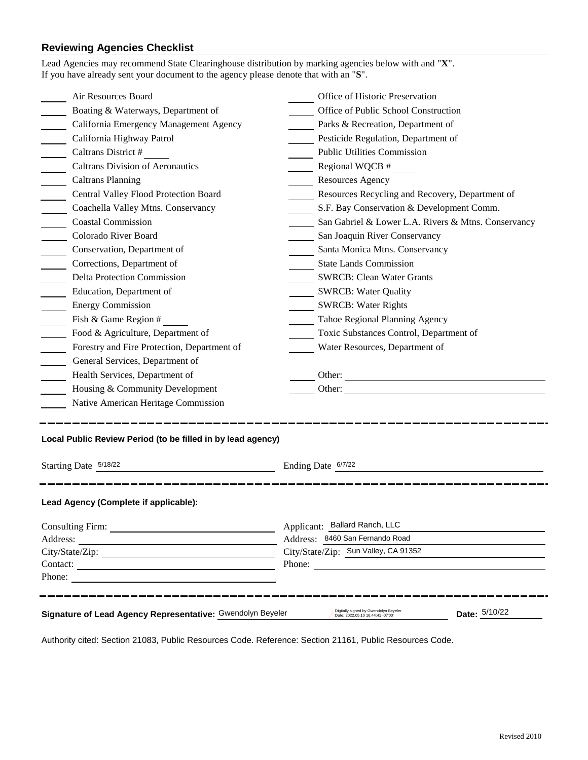## Reviewing Agencies Checklist

Lead Agencies may recommend State Clearinghouse distribution by marking agencies below with and "**X**".
If you have already sent your document to the agency please denote that with an "**S**".

| | | | |
|---|---|---|---|
| ____ | Air Resources Board | ____ | Office of Historic Preservation |
| ____ | Boating & Waterways, Department of | ____ | Office of Public School Construction |
| ____ | California Emergency Management Agency | ____ | Parks & Recreation, Department of |
| ____ | California Highway Patrol | ____ | Pesticide Regulation, Department of |
| ____ | Caltrans District # ____ | ____ | Public Utilities Commission |
| ____ | Caltrans Division of Aeronautics | ____ | Regional WQCB # ____ |
| ____ | Caltrans Planning | ____ | Resources Agency |
| ____ | Central Valley Flood Protection Board | ____ | Resources Recycling and Recovery, Department of |
| ____ | Coachella Valley Mtns. Conservancy | ____ | S.F. Bay Conservation & Development Comm. |
| ____ | Coastal Commission | ____ | San Gabriel & Lower L.A. Rivers & Mtns. Conservancy |
| ____ | Colorado River Board | ____ | San Joaquin River Conservancy |
| ____ | Conservation, Department of | ____ | Santa Monica Mtns. Conservancy |
| ____ | Corrections, Department of | ____ | State Lands Commission |
| ____ | Delta Protection Commission | ____ | SWRCB: Clean Water Grants |
| ____ | Education, Department of | ____ | SWRCB: Water Quality |
| ____ | Energy Commission | ____ | SWRCB: Water Rights |
| ____ | Fish & Game Region # ____ | ____ | Tahoe Regional Planning Agency |
| ____ | Food & Agriculture, Department of | ____ | Toxic Substances Control, Department of |
| ____ | Forestry and Fire Protection, Department of | ____ | Water Resources, Department of |
| ____ | General Services, Department of | | |
| ____ | Health Services, Department of | ____ | Other: ____________ |
| ____ | Housing & Community Development | ____ | Other: ____________ |
| ____ | Native American Heritage Commission | | |

---

**Local Public Review Period (to be filled in by lead agency)**

Starting Date 5/18/22 Ending Date 6/7/22

---

**Lead Agency (Complete if applicable):**

| | |
|---|---|
| Consulting Firm: | Applicant: Ballard Ranch, LLC |
| Address: | Address: 8460 San Fernando Road |
| City/State/Zip: | City/State/Zip: Sun Valley, CA 91352 |
| Contact: | Phone: |
| Phone: | |

---

**Signature of Lead Agency Representative:** Gwendolyn Beyeler Digitally signed by Gwendolyn Beyeler Date: 2022.05.10 16:44:41 -07'00' **Date:** 5/10/22

Authority cited: Section 21083, Public Resources Code. Reference: Section 21161, Public Resources Code.

Revised 2010